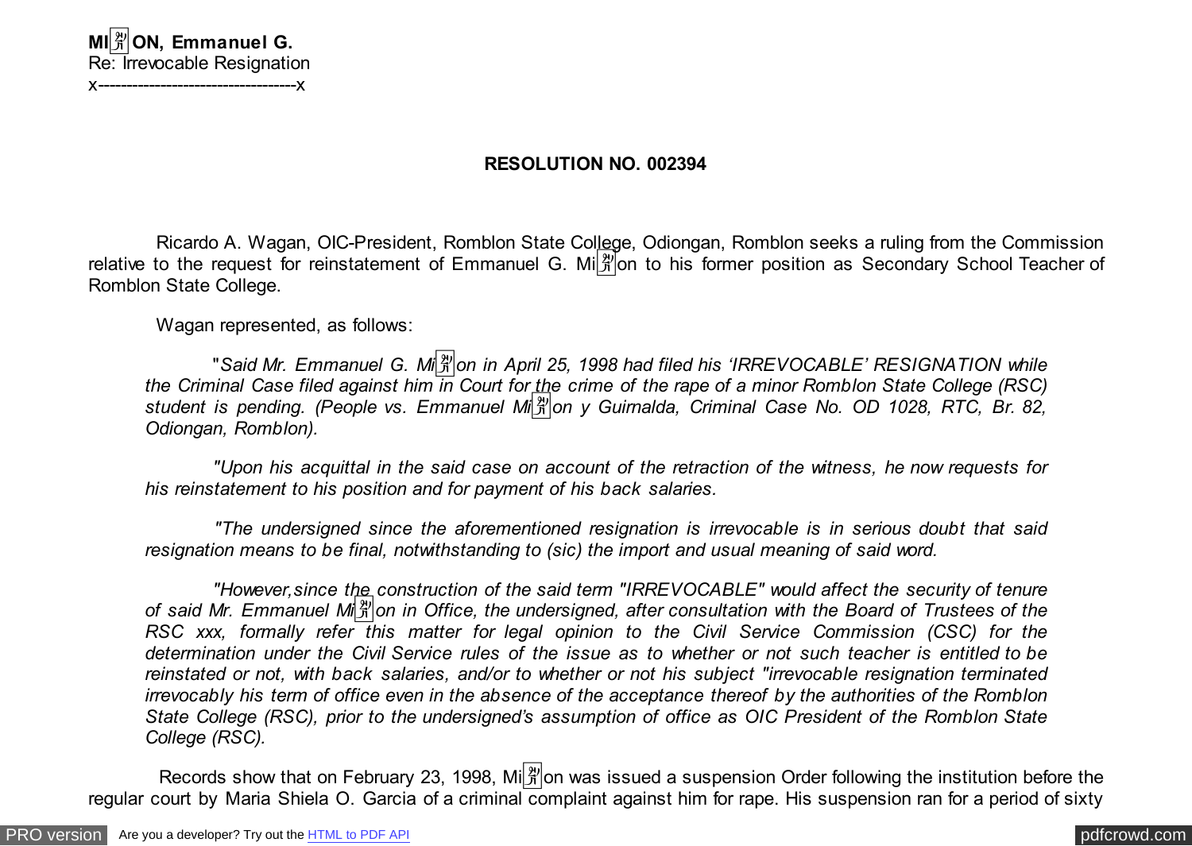**MI〿ON, Emmanuel G.**
Re: Irrevocable Resignation
x----------------------------------x

**RESOLUTION NO. 002394**

Ricardo A. Wagan, OIC-President, Romblon State College, Odiongan, Romblon seeks a ruling from the Commission relative to the request for reinstatement of Emmanuel G. Mi〿on to his former position as Secondary School Teacher of Romblon State College.

Wagan represented, as follows:

> "*Said Mr. Emmanuel G. Mi〿on in April 25, 1998 had filed his 'IRREVOCABLE' RESIGNATION while the Criminal Case filed against him in Court for the crime of the rape of a minor Romblon State College (RSC) student is pending. (People vs. Emmanuel Mi〿on y Guimalda, Criminal Case No. OD 1028, RTC, Br. 82, Odiongan, Romblon).*
>
> *"Upon his acquittal in the said case on account of the retraction of the witness, he now requests for his reinstatement to his position and for payment of his back salaries.*
>
> *"The undersigned since the aforementioned resignation is irrevocable is in serious doubt that said resignation means to be final, notwithstanding to (sic) the import and usual meaning of said word.*
>
> *"However,since the construction of the said term "IRREVOCABLE" would affect the security of tenure of said Mr. Emmanuel Mi〿on in Office, the undersigned, after consultation with the Board of Trustees of the RSC xxx, formally refer this matter for legal opinion to the Civil Service Commission (CSC) for the determination under the Civil Service rules of the issue as to whether or not such teacher is entitled to be reinstated or not, with back salaries, and/or to whether or not his subject "irrevocable resignation terminated irrevocably his term of office even in the absence of the acceptance thereof by the authorities of the Romblon State College (RSC), prior to the undersigned's assumption of office as OIC President of the Romblon State College (RSC).*

Records show that on February 23, 1998, Mi〿on was issued a suspension Order following the institution before the regular court by Maria Shiela O. Garcia of a criminal complaint against him for rape. His suspension ran for a period of sixty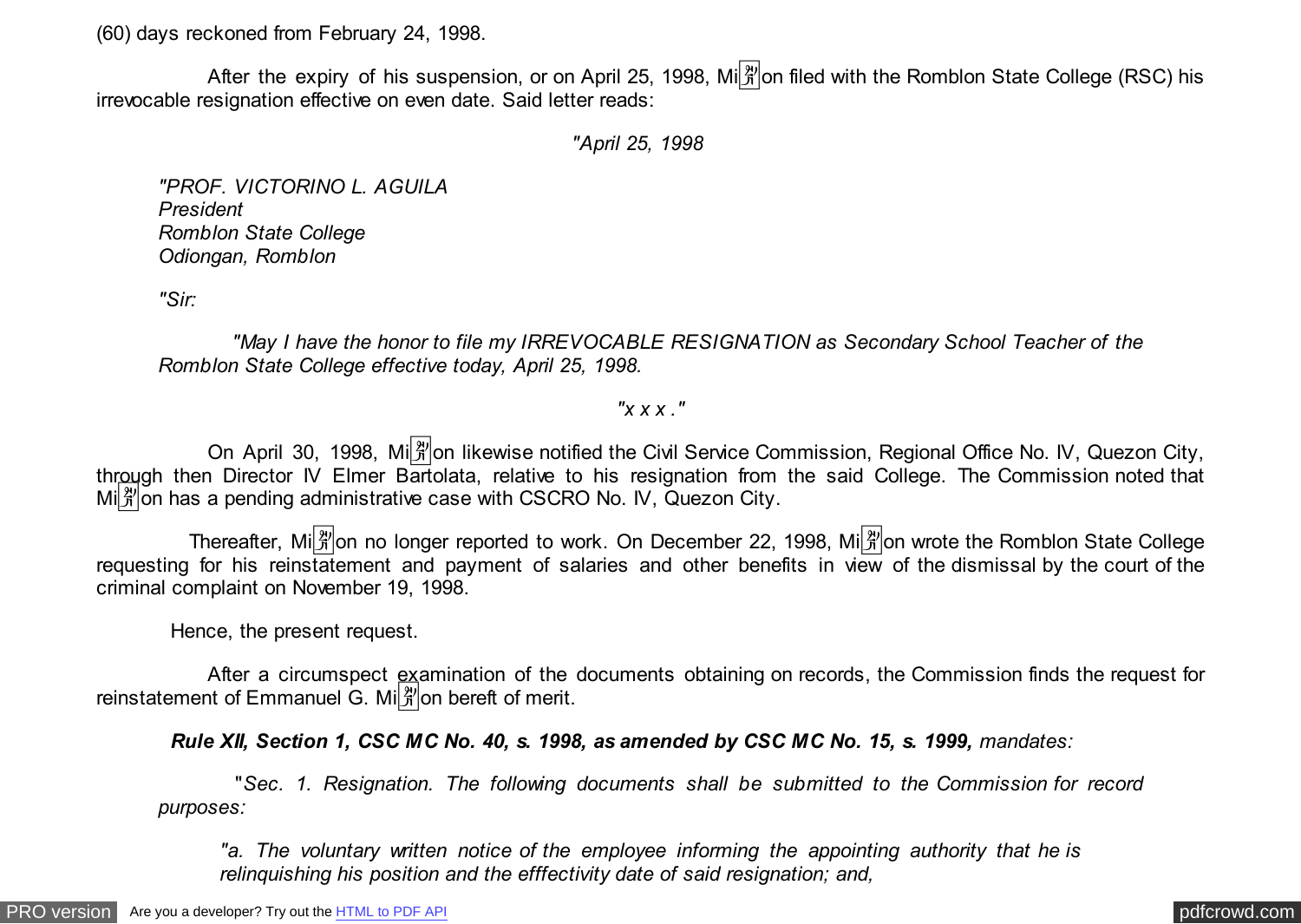(60) days reckoned from February 24, 1998.

After the expiry of his suspension, or on April 25, 1998, Miñon filed with the Romblon State College (RSC) his irrevocable resignation effective on even date. Said letter reads:

*"April 25, 1998*

*"PROF. VICTORINO L. AGUILA*
*President*
*Romblon State College*
*Odiongan, Romblon*

*"Sir:*

*"May I have the honor to file my IRREVOCABLE RESIGNATION as Secondary School Teacher of the Romblon State College effective today, April 25, 1998.*

*"x x x ."*

On April 30, 1998, Miñon likewise notified the Civil Service Commission, Regional Office No. IV, Quezon City, through then Director IV Elmer Bartolata, relative to his resignation from the said College. The Commission noted that Miñon has a pending administrative case with CSCRO No. IV, Quezon City.

Thereafter, Miñon no longer reported to work. On December 22, 1998, Miñon wrote the Romblon State College requesting for his reinstatement and payment of salaries and other benefits in view of the dismissal by the court of the criminal complaint on November 19, 1998.

Hence, the present request.

After a circumspect examination of the documents obtaining on records, the Commission finds the request for reinstatement of Emmanuel G. Miñon bereft of merit.

***Rule XII, Section 1, CSC MC No. 40, s. 1998, as amended by CSC MC No. 15, s. 1999,*** *mandates:*

*"Sec. 1. Resignation. The following documents shall be submitted to the Commission for record purposes:*

*"a. The voluntary written notice of the employee informing the appointing authority that he is relinquishing his position and the efffectivity date of said resignation; and,*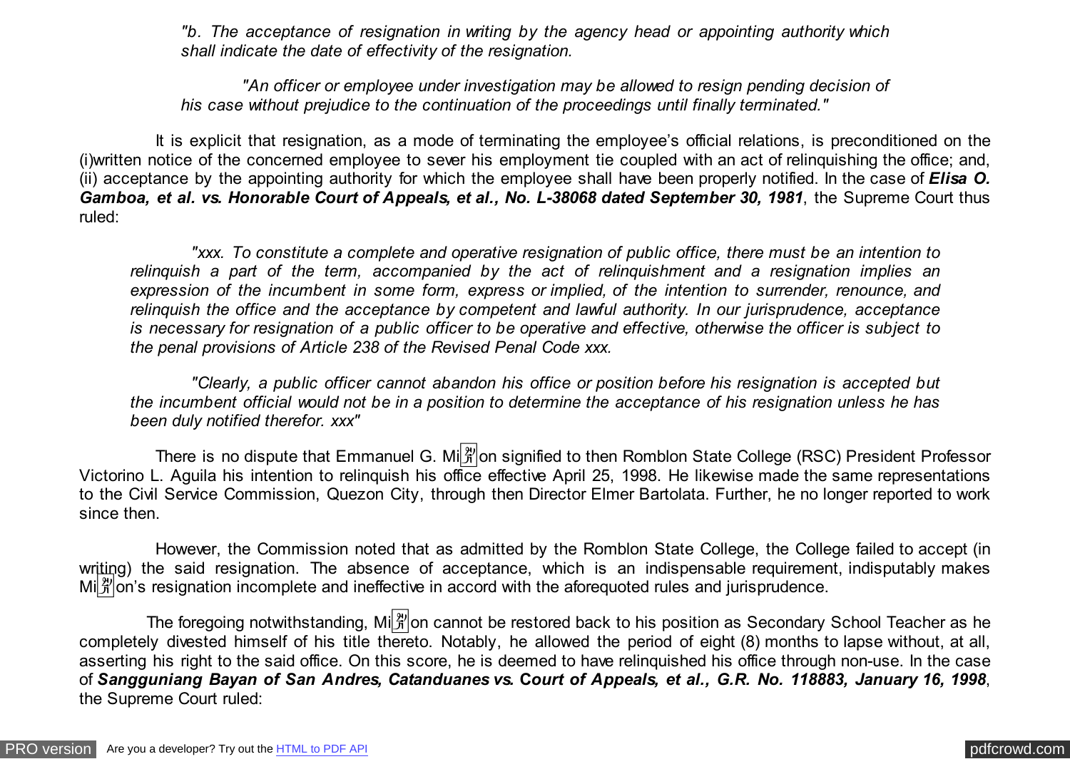*"b. The acceptance of resignation in writing by the agency head or appointing authority which shall indicate the date of effectivity of the resignation.*

*"An officer or employee under investigation may be allowed to resign pending decision of his case without prejudice to the continuation of the proceedings until finally terminated."*

It is explicit that resignation, as a mode of terminating the employee's official relations, is preconditioned on the (i)written notice of the concerned employee to sever his employment tie coupled with an act of relinquishing the office; and, (ii) acceptance by the appointing authority for which the employee shall have been properly notified. In the case of ***Elisa O. Gamboa, et al. vs. Honorable Court of Appeals, et al., No. L-38068 dated September 30, 1981***, the Supreme Court thus ruled:

> *"xxx. To constitute a complete and operative resignation of public office, there must be an intention to relinquish a part of the term, accompanied by the act of relinquishment and a resignation implies an expression of the incumbent in some form, express or implied, of the intention to surrender, renounce, and relinquish the office and the acceptance by competent and lawful authority. In our jurisprudence, acceptance is necessary for resignation of a public officer to be operative and effective, otherwise the officer is subject to the penal provisions of Article 238 of the Revised Penal Code xxx.*
>
> *"Clearly, a public officer cannot abandon his office or position before his resignation is accepted but the incumbent official would not be in a position to determine the acceptance of his resignation unless he has been duly notified therefor. xxx"*

There is no dispute that Emmanuel G. Mi on signified to then Romblon State College (RSC) President Professor Victorino L. Aguila his intention to relinquish his office effective April 25, 1998. He likewise made the same representations to the Civil Service Commission, Quezon City, through then Director Elmer Bartolata. Further, he no longer reported to work since then.

However, the Commission noted that as admitted by the Romblon State College, the College failed to accept (in writing) the said resignation. The absence of acceptance, which is an indispensable requirement, indisputably makes Mi on's resignation incomplete and ineffective in accord with the aforequoted rules and jurisprudence.

The foregoing notwithstanding, Mi on cannot be restored back to his position as Secondary School Teacher as he completely divested himself of his title thereto. Notably, he allowed the period of eight (8) months to lapse without, at all, asserting his right to the said office. On this score, he is deemed to have relinquished his office through non-use. In the case of ***Sangguniang Bayan of San Andres, Catanduanes vs. Court of Appeals, et al., G.R. No. 118883, January 16, 1998***, the Supreme Court ruled: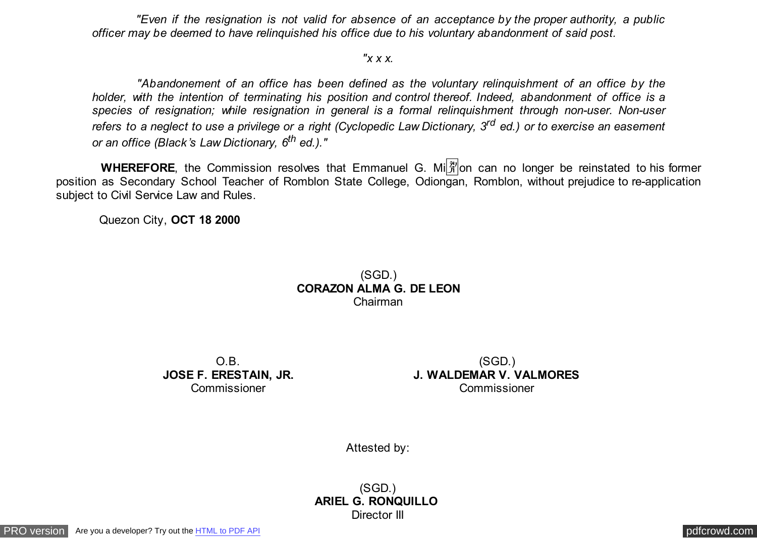*"Even if the resignation is not valid for absence of an acceptance by the proper authority, a public officer may be deemed to have relinquished his office due to his voluntary abandonment of said post.*

*"x x x.*

*"Abandonement of an office has been defined as the voluntary relinquishment of an office by the holder, with the intention of terminating his position and control thereof. Indeed, abandonment of office is a species of resignation; while resignation in general is a formal relinquishment through non-user. Non-user refers to a neglect to use a privilege or a right (Cyclopedic Law Dictionary, 3rd ed.) or to exercise an easement or an office (Black's Law Dictionary, 6th ed.)."*

**WHEREFORE**, the Commission resolves that Emmanuel G. Miñon can no longer be reinstated to his former position as Secondary School Teacher of Romblon State College, Odiongan, Romblon, without prejudice to re-application subject to Civil Service Law and Rules.

Quezon City, **OCT 18 2000**

(SGD.)
**CORAZON ALMA G. DE LEON**
Chairman

O.B.
**JOSE F. ERESTAIN, JR.**
Commissioner

(SGD.)
**J. WALDEMAR V. VALMORES**
Commissioner

Attested by:

(SGD.)
**ARIEL G. RONQUILLO**
Director III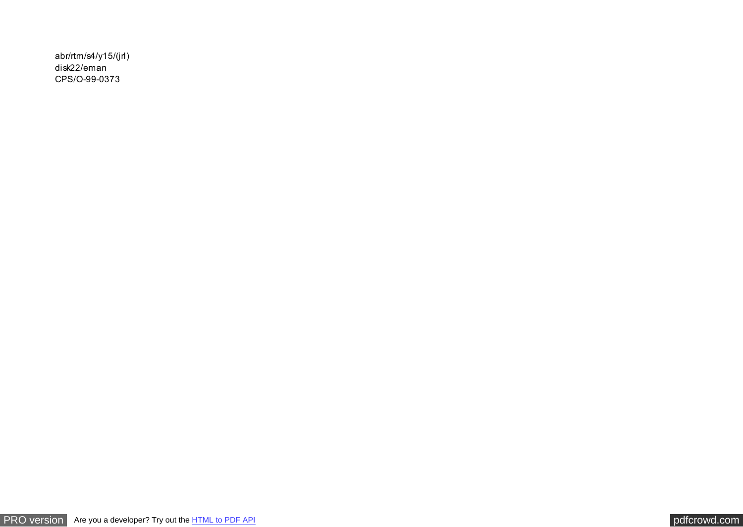abr/rtm/s4/y15/(jrl)
disk22/eman
CPS/O-99-0373